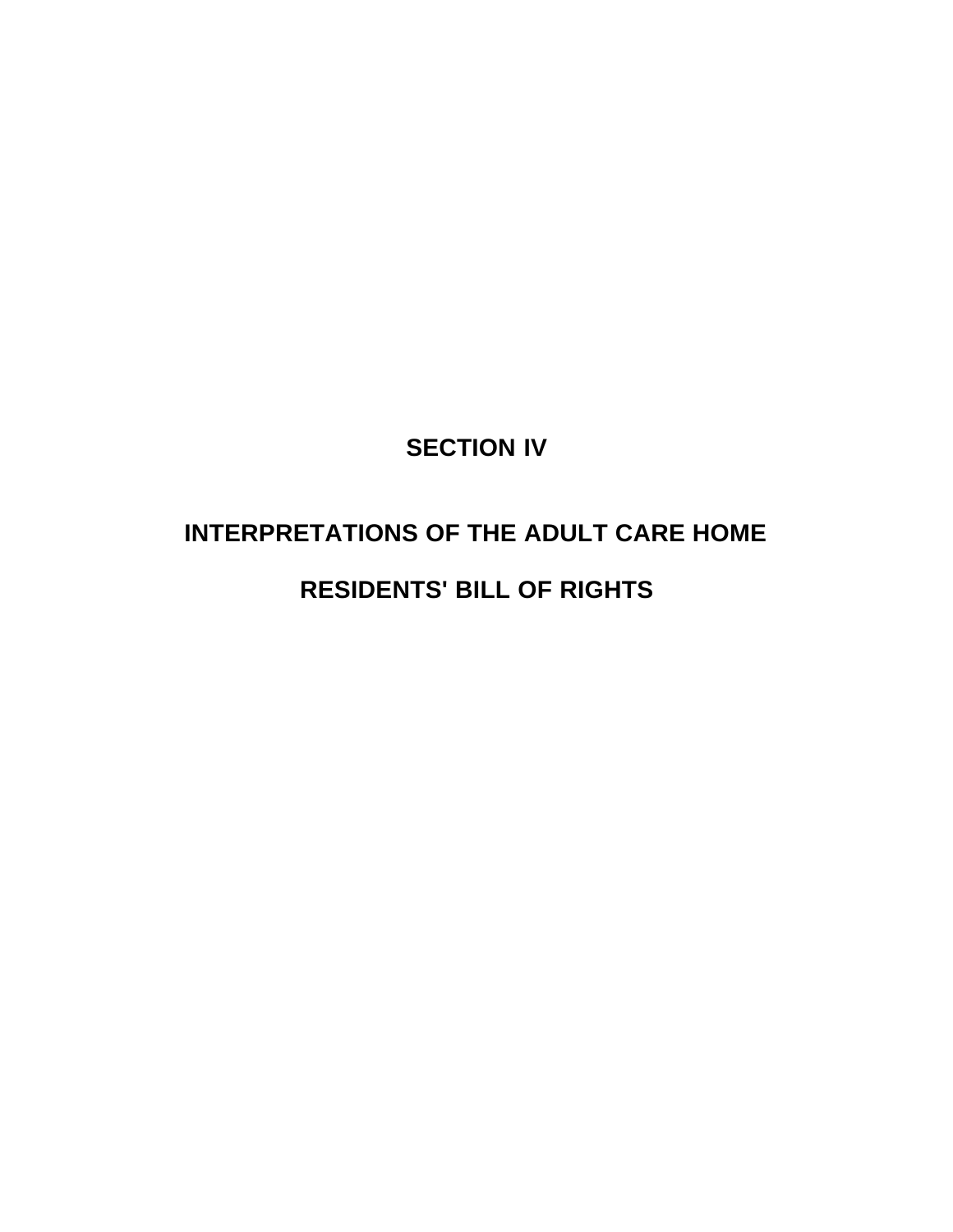# SECTION IV

# INTERPRETATIONS OF THE ADULT CARE HOME RESIDENTS' BILL OF RIGHTS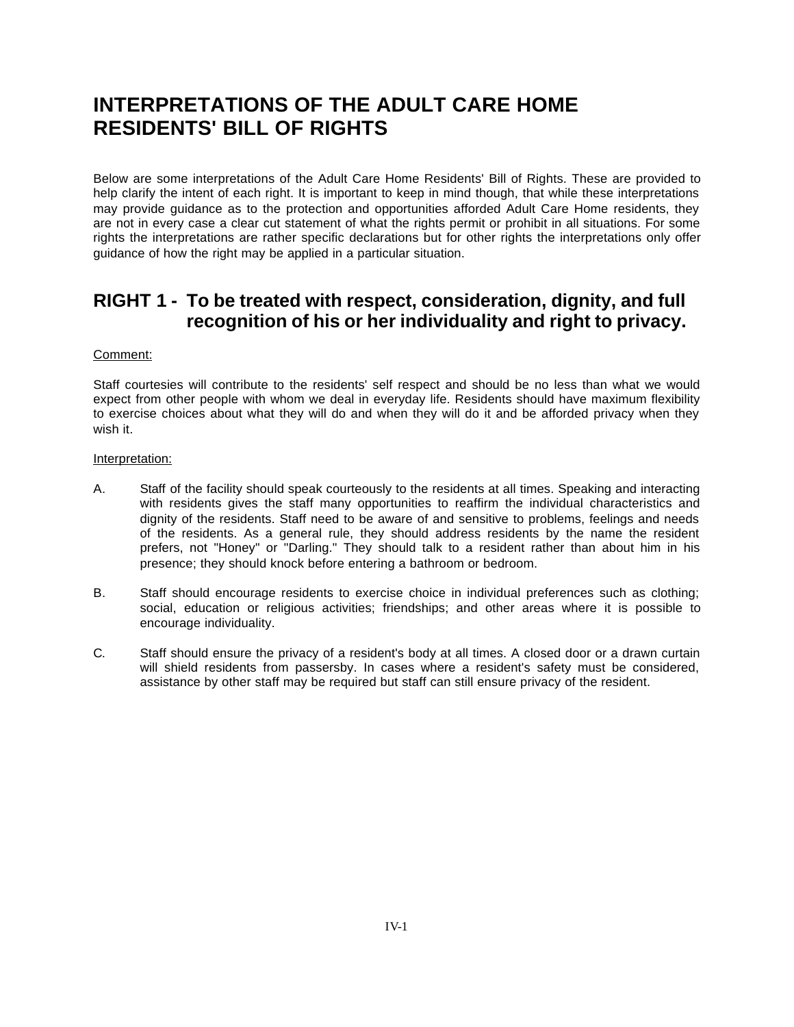# INTERPRETATIONS OF THE ADULT CARE HOME RESIDENTS' BILL OF RIGHTS

Below are some interpretations of the Adult Care Home Residents' Bill of Rights. These are provided to help clarify the intent of each right. It is important to keep in mind though, that while these interpretations may provide guidance as to the protection and opportunities afforded Adult Care Home residents, they are not in every case a clear cut statement of what the rights permit or prohibit in all situations. For some rights the interpretations are rather specific declarations but for other rights the interpretations only offer guidance of how the right may be applied in a particular situation.

## RIGHT 1 - To be treated with respect, consideration, dignity, and full recognition of his or her individuality and right to privacy.

Comment:

Staff courtesies will contribute to the residents' self respect and should be no less than what we would expect from other people with whom we deal in everyday life. Residents should have maximum flexibility to exercise choices about what they will do and when they will do it and be afforded privacy when they wish it.

Interpretation:

A. Staff of the facility should speak courteously to the residents at all times. Speaking and interacting with residents gives the staff many opportunities to reaffirm the individual characteristics and dignity of the residents. Staff need to be aware of and sensitive to problems, feelings and needs of the residents. As a general rule, they should address residents by the name the resident prefers, not "Honey" or "Darling." They should talk to a resident rather than about him in his presence; they should knock before entering a bathroom or bedroom.

B. Staff should encourage residents to exercise choice in individual preferences such as clothing; social, education or religious activities; friendships; and other areas where it is possible to encourage individuality.

C. Staff should ensure the privacy of a resident's body at all times. A closed door or a drawn curtain will shield residents from passersby. In cases where a resident's safety must be considered, assistance by other staff may be required but staff can still ensure privacy of the resident.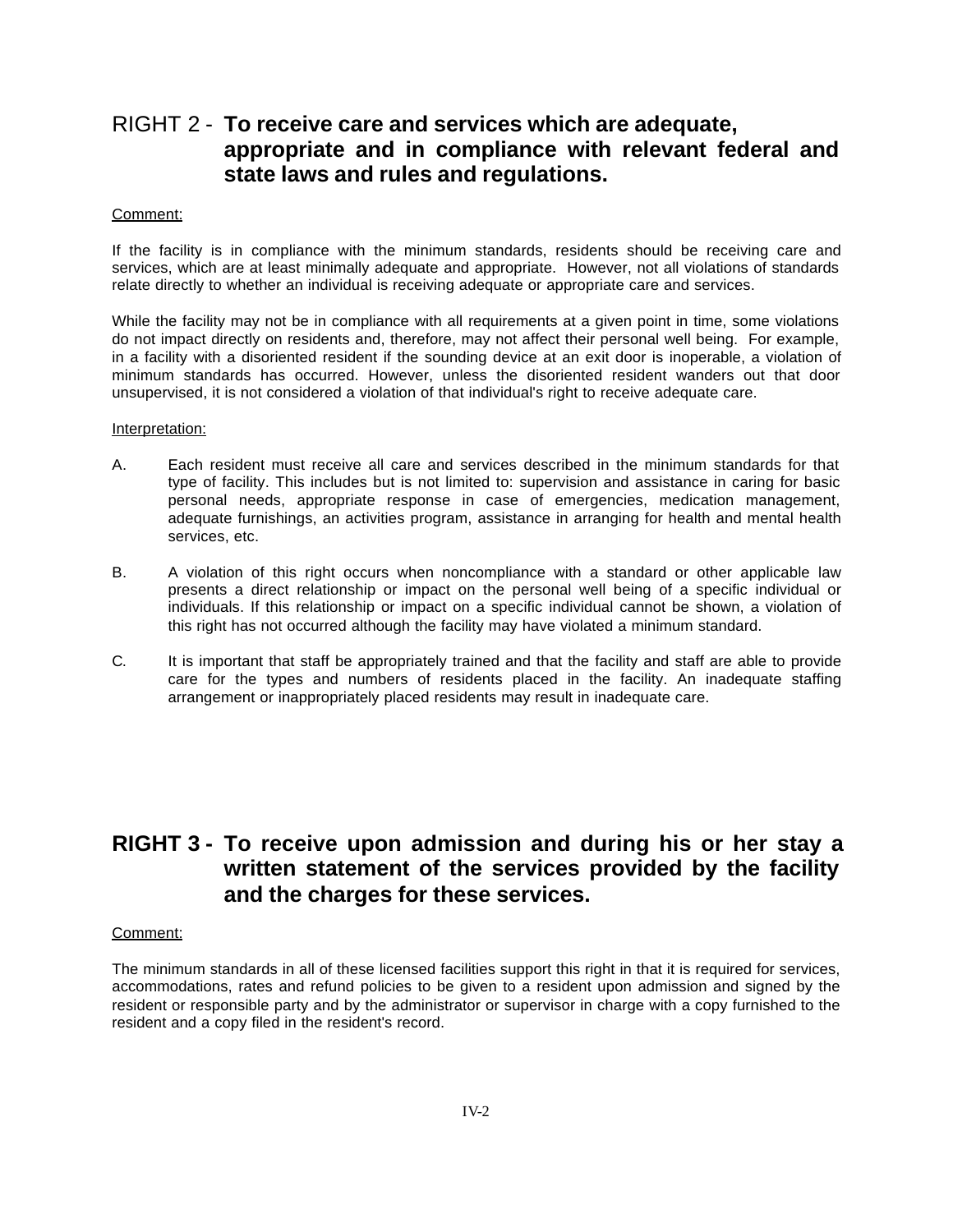## RIGHT 2 - **To receive care and services which are adequate, appropriate and in compliance with relevant federal and state laws and rules and regulations.**

Comment:

If the facility is in compliance with the minimum standards, residents should be receiving care and services, which are at least minimally adequate and appropriate. However, not all violations of standards relate directly to whether an individual is receiving adequate or appropriate care and services.

While the facility may not be in compliance with all requirements at a given point in time, some violations do not impact directly on residents and, therefore, may not affect their personal well being. For example, in a facility with a disoriented resident if the sounding device at an exit door is inoperable, a violation of minimum standards has occurred. However, unless the disoriented resident wanders out that door unsupervised, it is not considered a violation of that individual's right to receive adequate care.

Interpretation:

A. Each resident must receive all care and services described in the minimum standards for that type of facility. This includes but is not limited to: supervision and assistance in caring for basic personal needs, appropriate response in case of emergencies, medication management, adequate furnishings, an activities program, assistance in arranging for health and mental health services, etc.

B. A violation of this right occurs when noncompliance with a standard or other applicable law presents a direct relationship or impact on the personal well being of a specific individual or individuals. If this relationship or impact on a specific individual cannot be shown, a violation of this right has not occurred although the facility may have violated a minimum standard.

C. It is important that staff be appropriately trained and that the facility and staff are able to provide care for the types and numbers of residents placed in the facility. An inadequate staffing arrangement or inappropriately placed residents may result in inadequate care.

## RIGHT 3 - To receive upon admission and during his or her stay a written statement of the services provided by the facility and the charges for these services.

Comment:

The minimum standards in all of these licensed facilities support this right in that it is required for services, accommodations, rates and refund policies to be given to a resident upon admission and signed by the resident or responsible party and by the administrator or supervisor in charge with a copy furnished to the resident and a copy filed in the resident's record.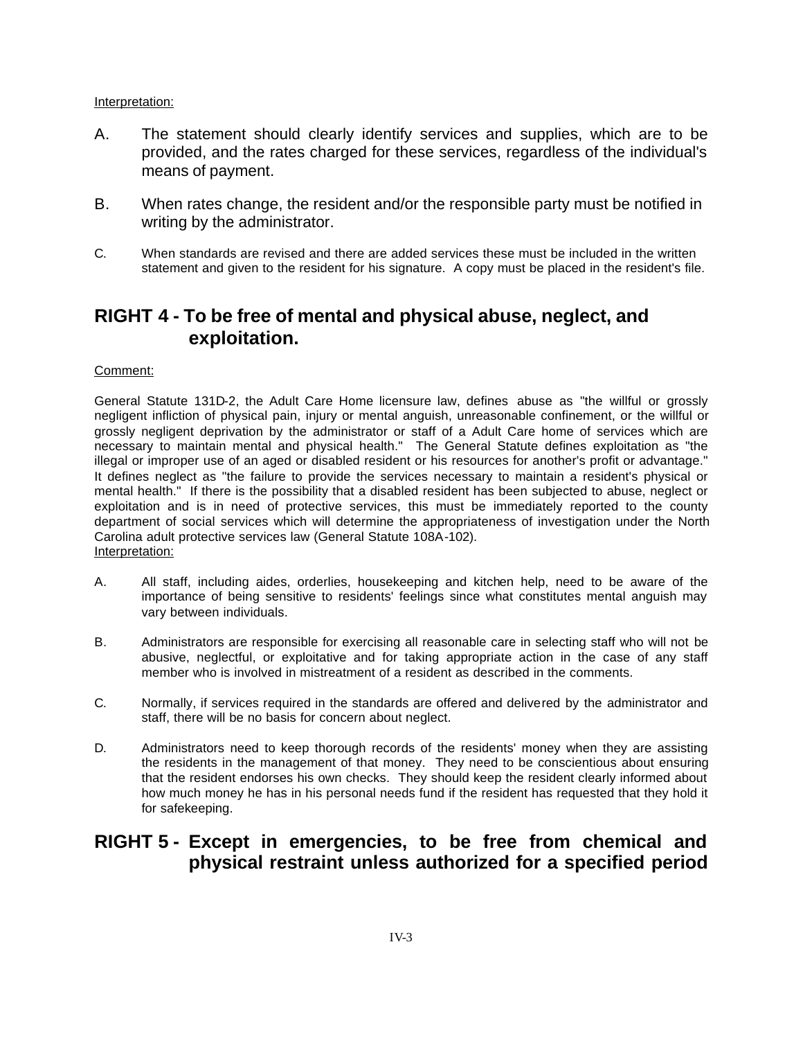Interpretation:

A. The statement should clearly identify services and supplies, which are to be provided, and the rates charged for these services, regardless of the individual's means of payment.

B. When rates change, the resident and/or the responsible party must be notified in writing by the administrator.

C. When standards are revised and there are added services these must be included in the written statement and given to the resident for his signature. A copy must be placed in the resident's file.

## RIGHT 4 - To be free of mental and physical abuse, neglect, and exploitation.

Comment:

General Statute 131D-2, the Adult Care Home licensure law, defines abuse as "the willful or grossly negligent infliction of physical pain, injury or mental anguish, unreasonable confinement, or the willful or grossly negligent deprivation by the administrator or staff of a Adult Care home of services which are necessary to maintain mental and physical health." The General Statute defines exploitation as "the illegal or improper use of an aged or disabled resident or his resources for another's profit or advantage." It defines neglect as "the failure to provide the services necessary to maintain a resident's physical or mental health." If there is the possibility that a disabled resident has been subjected to abuse, neglect or exploitation and is in need of protective services, this must be immediately reported to the county department of social services which will determine the appropriateness of investigation under the North Carolina adult protective services law (General Statute 108A-102).

Interpretation:

A. All staff, including aides, orderlies, housekeeping and kitchen help, need to be aware of the importance of being sensitive to residents' feelings since what constitutes mental anguish may vary between individuals.

B. Administrators are responsible for exercising all reasonable care in selecting staff who will not be abusive, neglectful, or exploitative and for taking appropriate action in the case of any staff member who is involved in mistreatment of a resident as described in the comments.

C. Normally, if services required in the standards are offered and delivered by the administrator and staff, there will be no basis for concern about neglect.

D. Administrators need to keep thorough records of the residents' money when they are assisting the residents in the management of that money. They need to be conscientious about ensuring that the resident endorses his own checks. They should keep the resident clearly informed about how much money he has in his personal needs fund if the resident has requested that they hold it for safekeeping.

## RIGHT 5 - Except in emergencies, to be free from chemical and physical restraint unless authorized for a specified period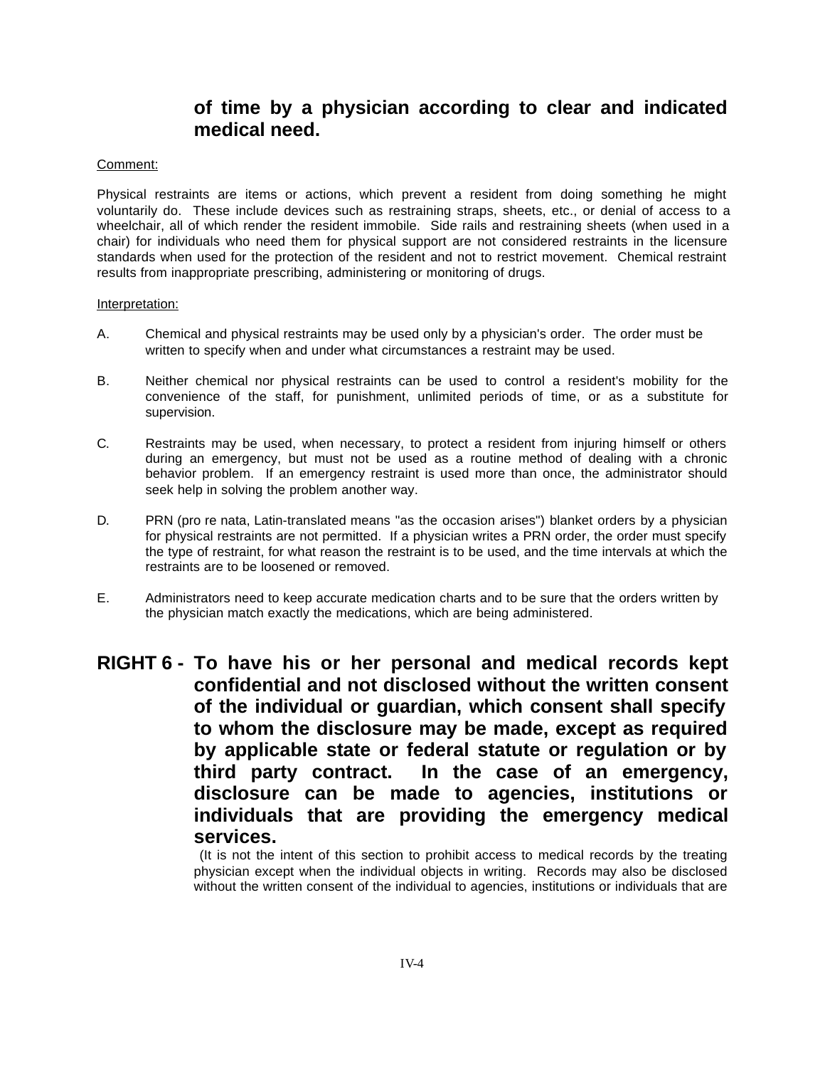**of time by a physician according to clear and indicated medical need.**

Comment:

Physical restraints are items or actions, which prevent a resident from doing something he might voluntarily do. These include devices such as restraining straps, sheets, etc., or denial of access to a wheelchair, all of which render the resident immobile. Side rails and restraining sheets (when used in a chair) for individuals who need them for physical support are not considered restraints in the licensure standards when used for the protection of the resident and not to restrict movement. Chemical restraint results from inappropriate prescribing, administering or monitoring of drugs.

Interpretation:

A. Chemical and physical restraints may be used only by a physician's order. The order must be written to specify when and under what circumstances a restraint may be used.

B. Neither chemical nor physical restraints can be used to control a resident's mobility for the convenience of the staff, for punishment, unlimited periods of time, or as a substitute for supervision.

C. Restraints may be used, when necessary, to protect a resident from injuring himself or others during an emergency, but must not be used as a routine method of dealing with a chronic behavior problem. If an emergency restraint is used more than once, the administrator should seek help in solving the problem another way.

D. PRN (pro re nata, Latin-translated means "as the occasion arises") blanket orders by a physician for physical restraints are not permitted. If a physician writes a PRN order, the order must specify the type of restraint, for what reason the restraint is to be used, and the time intervals at which the restraints are to be loosened or removed.

E. Administrators need to keep accurate medication charts and to be sure that the orders written by the physician match exactly the medications, which are being administered.

## RIGHT 6 - To have his or her personal and medical records kept confidential and not disclosed without the written consent of the individual or guardian, which consent shall specify to whom the disclosure may be made, except as required by applicable state or federal statute or regulation or by third party contract. In the case of an emergency, disclosure can be made to agencies, institutions or individuals that are providing the emergency medical services.

(It is not the intent of this section to prohibit access to medical records by the treating physician except when the individual objects in writing. Records may also be disclosed without the written consent of the individual to agencies, institutions or individuals that are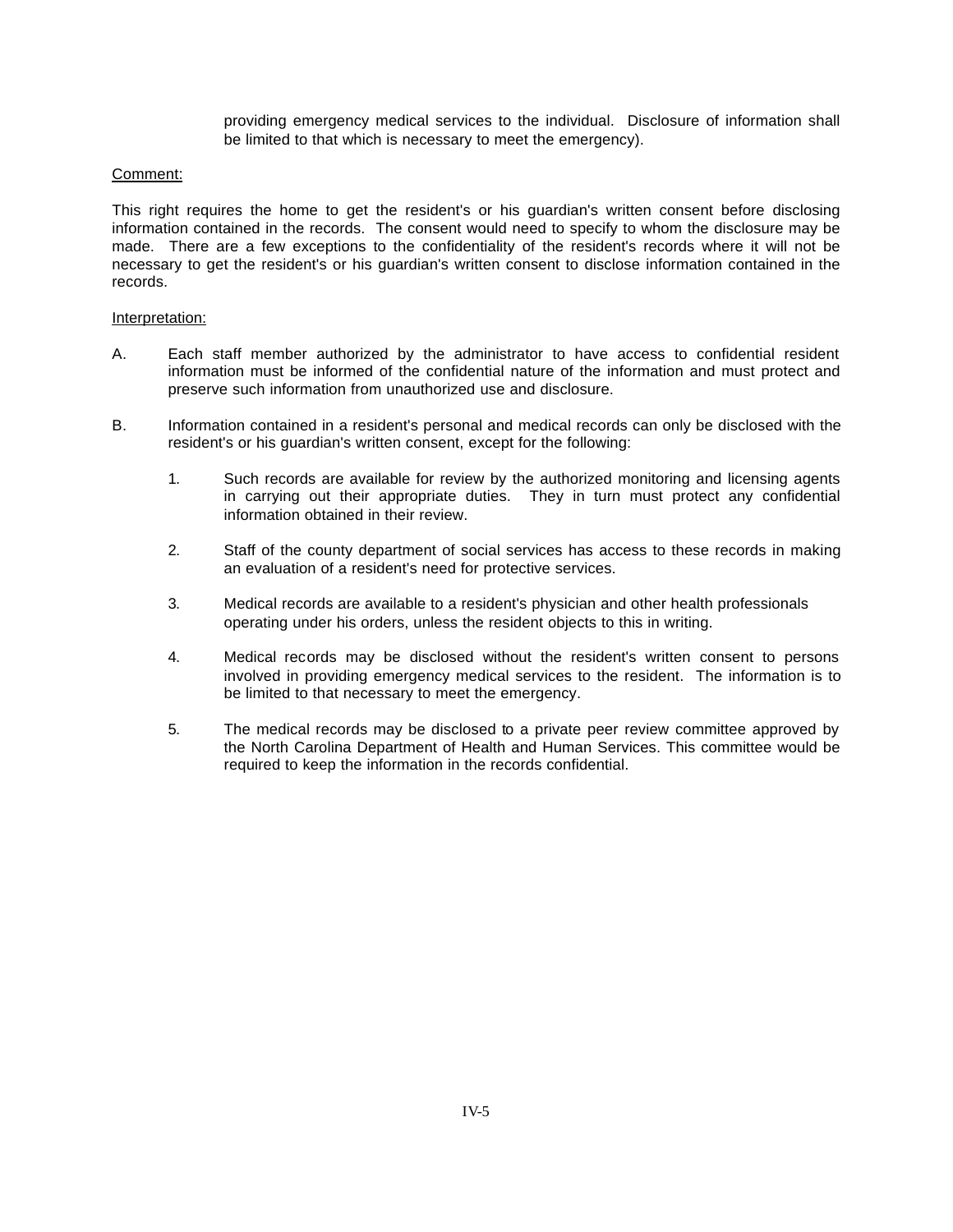providing emergency medical services to the individual. Disclosure of information shall be limited to that which is necessary to meet the emergency).

Comment:

This right requires the home to get the resident's or his guardian's written consent before disclosing information contained in the records. The consent would need to specify to whom the disclosure may be made. There are a few exceptions to the confidentiality of the resident's records where it will not be necessary to get the resident's or his guardian's written consent to disclose information contained in the records.

Interpretation:

A. Each staff member authorized by the administrator to have access to confidential resident information must be informed of the confidential nature of the information and must protect and preserve such information from unauthorized use and disclosure.

B. Information contained in a resident's personal and medical records can only be disclosed with the resident's or his guardian's written consent, except for the following:

   1. Such records are available for review by the authorized monitoring and licensing agents in carrying out their appropriate duties. They in turn must protect any confidential information obtained in their review.

   2. Staff of the county department of social services has access to these records in making an evaluation of a resident's need for protective services.

   3. Medical records are available to a resident's physician and other health professionals operating under his orders, unless the resident objects to this in writing.

   4. Medical records may be disclosed without the resident's written consent to persons involved in providing emergency medical services to the resident. The information is to be limited to that necessary to meet the emergency.

   5. The medical records may be disclosed to a private peer review committee approved by the North Carolina Department of Health and Human Services. This committee would be required to keep the information in the records confidential.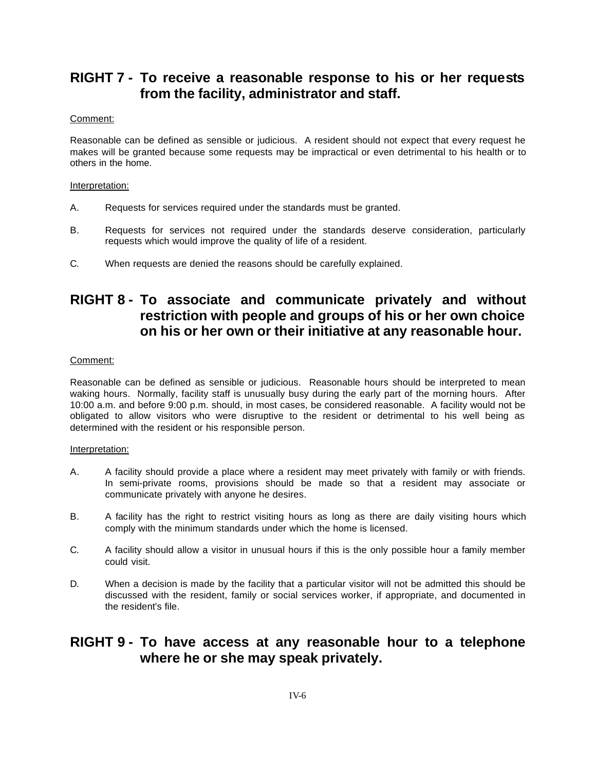## RIGHT 7 - To receive a reasonable response to his or her requests from the facility, administrator and staff.

Comment:

Reasonable can be defined as sensible or judicious. A resident should not expect that every request he makes will be granted because some requests may be impractical or even detrimental to his health or to others in the home.

Interpretation:

A. Requests for services required under the standards must be granted.

B. Requests for services not required under the standards deserve consideration, particularly requests which would improve the quality of life of a resident.

C. When requests are denied the reasons should be carefully explained.

## RIGHT 8 - To associate and communicate privately and without restriction with people and groups of his or her own choice on his or her own or their initiative at any reasonable hour.

Comment:

Reasonable can be defined as sensible or judicious. Reasonable hours should be interpreted to mean waking hours. Normally, facility staff is unusually busy during the early part of the morning hours. After 10:00 a.m. and before 9:00 p.m. should, in most cases, be considered reasonable. A facility would not be obligated to allow visitors who were disruptive to the resident or detrimental to his well being as determined with the resident or his responsible person.

Interpretation:

A. A facility should provide a place where a resident may meet privately with family or with friends. In semi-private rooms, provisions should be made so that a resident may associate or communicate privately with anyone he desires.

B. A facility has the right to restrict visiting hours as long as there are daily visiting hours which comply with the minimum standards under which the home is licensed.

C. A facility should allow a visitor in unusual hours if this is the only possible hour a family member could visit.

D. When a decision is made by the facility that a particular visitor will not be admitted this should be discussed with the resident, family or social services worker, if appropriate, and documented in the resident's file.

## RIGHT 9 - To have access at any reasonable hour to a telephone where he or she may speak privately.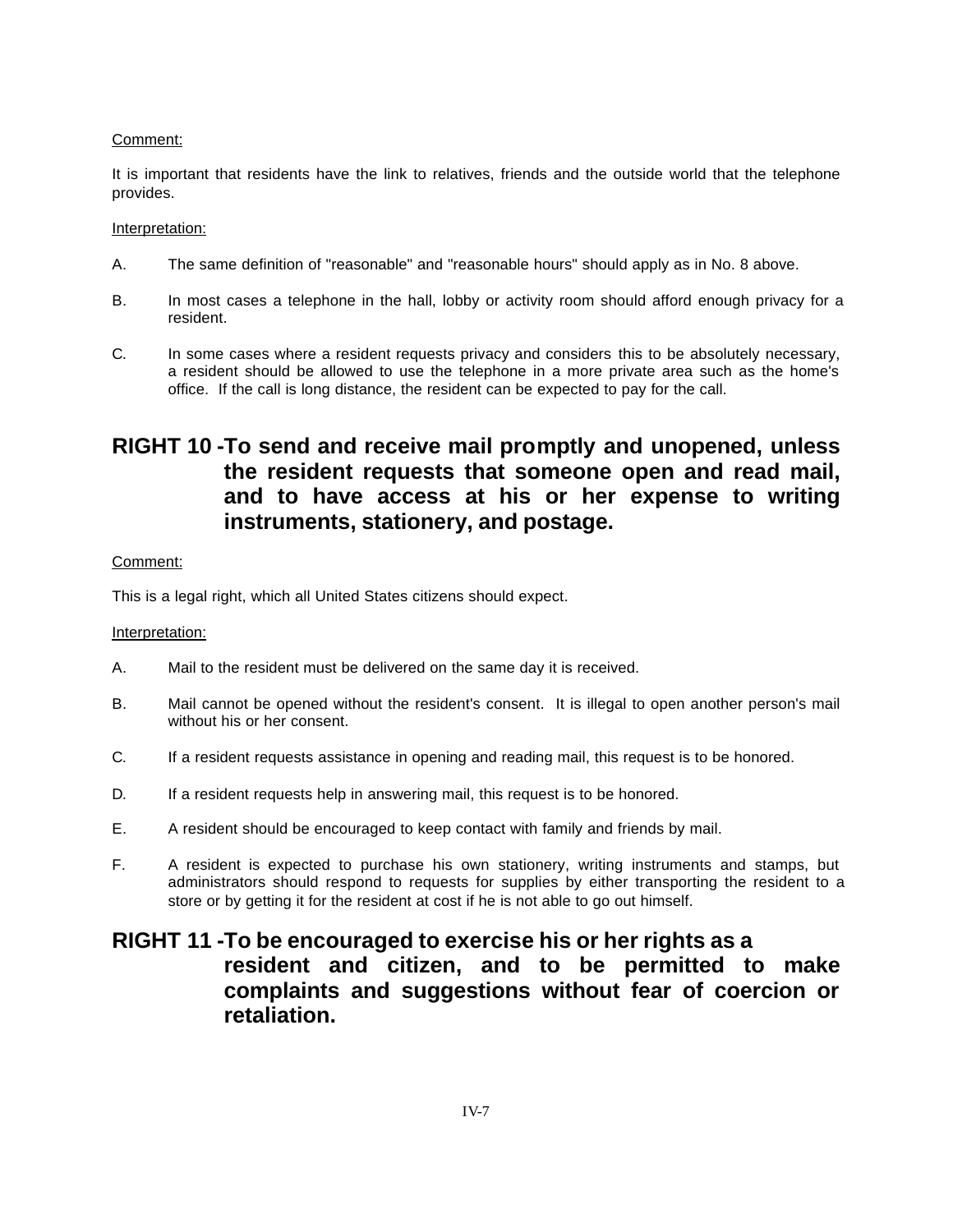Comment:

It is important that residents have the link to relatives, friends and the outside world that the telephone provides.

Interpretation:

A. The same definition of "reasonable" and "reasonable hours" should apply as in No. 8 above.

B. In most cases a telephone in the hall, lobby or activity room should afford enough privacy for a resident.

C. In some cases where a resident requests privacy and considers this to be absolutely necessary, a resident should be allowed to use the telephone in a more private area such as the home's office. If the call is long distance, the resident can be expected to pay for the call.

## RIGHT 10 - To send and receive mail promptly and unopened, unless the resident requests that someone open and read mail, and to have access at his or her expense to writing instruments, stationery, and postage.

Comment:

This is a legal right, which all United States citizens should expect.

Interpretation:

A. Mail to the resident must be delivered on the same day it is received.

B. Mail cannot be opened without the resident's consent. It is illegal to open another person's mail without his or her consent.

C. If a resident requests assistance in opening and reading mail, this request is to be honored.

D. If a resident requests help in answering mail, this request is to be honored.

E. A resident should be encouraged to keep contact with family and friends by mail.

F. A resident is expected to purchase his own stationery, writing instruments and stamps, but administrators should respond to requests for supplies by either transporting the resident to a store or by getting it for the resident at cost if he is not able to go out himself.

## RIGHT 11 - To be encouraged to exercise his or her rights as a resident and citizen, and to be permitted to make complaints and suggestions without fear of coercion or retaliation.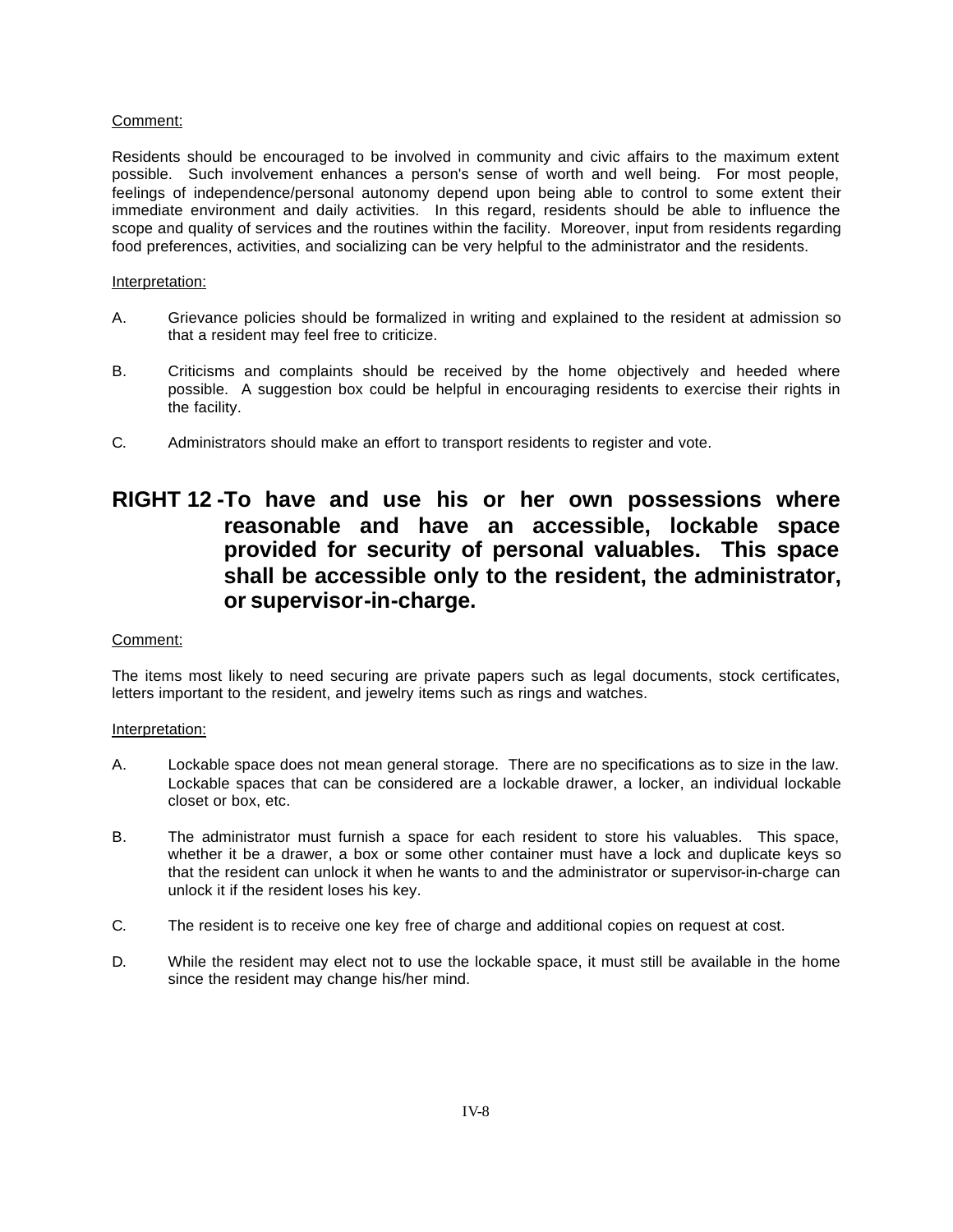Comment:

Residents should be encouraged to be involved in community and civic affairs to the maximum extent possible. Such involvement enhances a person's sense of worth and well being. For most people, feelings of independence/personal autonomy depend upon being able to control to some extent their immediate environment and daily activities. In this regard, residents should be able to influence the scope and quality of services and the routines within the facility. Moreover, input from residents regarding food preferences, activities, and socializing can be very helpful to the administrator and the residents.

Interpretation:

A. Grievance policies should be formalized in writing and explained to the resident at admission so that a resident may feel free to criticize.

B. Criticisms and complaints should be received by the home objectively and heeded where possible. A suggestion box could be helpful in encouraging residents to exercise their rights in the facility.

C. Administrators should make an effort to transport residents to register and vote.

## RIGHT 12 - To have and use his or her own possessions where reasonable and have an accessible, lockable space provided for security of personal valuables. This space shall be accessible only to the resident, the administrator, or supervisor-in-charge.

Comment:

The items most likely to need securing are private papers such as legal documents, stock certificates, letters important to the resident, and jewelry items such as rings and watches.

Interpretation:

A. Lockable space does not mean general storage. There are no specifications as to size in the law. Lockable spaces that can be considered are a lockable drawer, a locker, an individual lockable closet or box, etc.

B. The administrator must furnish a space for each resident to store his valuables. This space, whether it be a drawer, a box or some other container must have a lock and duplicate keys so that the resident can unlock it when he wants to and the administrator or supervisor-in-charge can unlock it if the resident loses his key.

C. The resident is to receive one key free of charge and additional copies on request at cost.

D. While the resident may elect not to use the lockable space, it must still be available in the home since the resident may change his/her mind.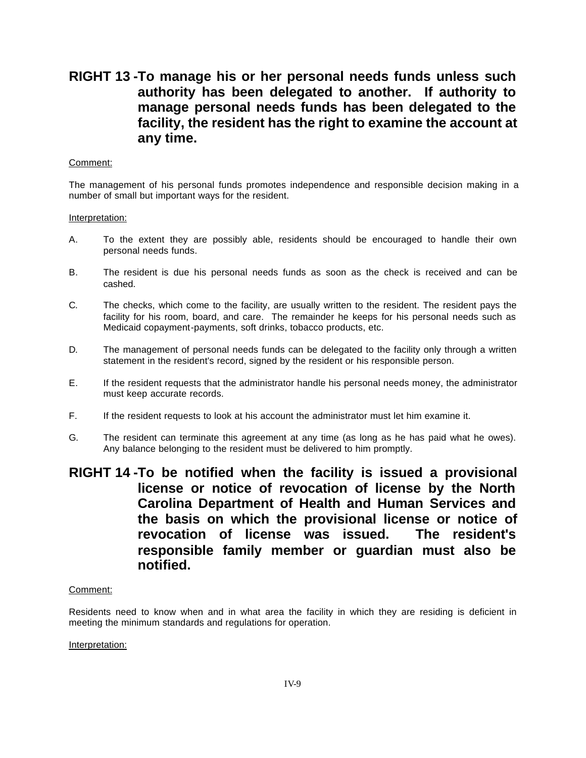## RIGHT 13 - To manage his or her personal needs funds unless such authority has been delegated to another. If authority to manage personal needs funds has been delegated to the facility, the resident has the right to examine the account at any time.

Comment:

The management of his personal funds promotes independence and responsible decision making in a number of small but important ways for the resident.

Interpretation:

A. To the extent they are possibly able, residents should be encouraged to handle their own personal needs funds.

B. The resident is due his personal needs funds as soon as the check is received and can be cashed.

C. The checks, which come to the facility, are usually written to the resident. The resident pays the facility for his room, board, and care. The remainder he keeps for his personal needs such as Medicaid copayment-payments, soft drinks, tobacco products, etc.

D. The management of personal needs funds can be delegated to the facility only through a written statement in the resident's record, signed by the resident or his responsible person.

E. If the resident requests that the administrator handle his personal needs money, the administrator must keep accurate records.

F. If the resident requests to look at his account the administrator must let him examine it.

G. The resident can terminate this agreement at any time (as long as he has paid what he owes). Any balance belonging to the resident must be delivered to him promptly.

## RIGHT 14 - To be notified when the facility is issued a provisional license or notice of revocation of license by the North Carolina Department of Health and Human Services and the basis on which the provisional license or notice of revocation of license was issued. The resident's responsible family member or guardian must also be notified.

Comment:

Residents need to know when and in what area the facility in which they are residing is deficient in meeting the minimum standards and regulations for operation.

Interpretation: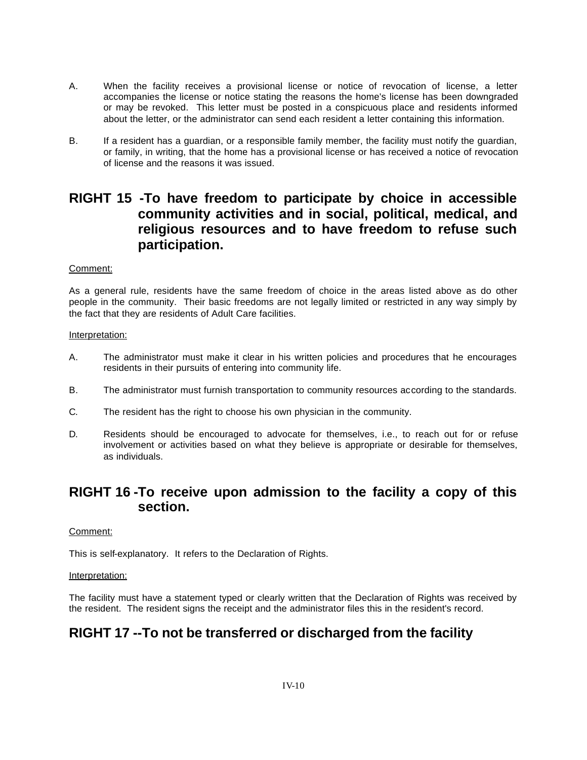A. When the facility receives a provisional license or notice of revocation of license, a letter accompanies the license or notice stating the reasons the home's license has been downgraded or may be revoked. This letter must be posted in a conspicuous place and residents informed about the letter, or the administrator can send each resident a letter containing this information.

B. If a resident has a guardian, or a responsible family member, the facility must notify the guardian, or family, in writing, that the home has a provisional license or has received a notice of revocation of license and the reasons it was issued.

## RIGHT 15 -To have freedom to participate by choice in accessible community activities and in social, political, medical, and religious resources and to have freedom to refuse such participation.

Comment:

As a general rule, residents have the same freedom of choice in the areas listed above as do other people in the community. Their basic freedoms are not legally limited or restricted in any way simply by the fact that they are residents of Adult Care facilities.

Interpretation:

A. The administrator must make it clear in his written policies and procedures that he encourages residents in their pursuits of entering into community life.

B. The administrator must furnish transportation to community resources according to the standards.

C. The resident has the right to choose his own physician in the community.

D. Residents should be encouraged to advocate for themselves, i.e., to reach out for or refuse involvement or activities based on what they believe is appropriate or desirable for themselves, as individuals.

## RIGHT 16 -To receive upon admission to the facility a copy of this section.

Comment:

This is self-explanatory. It refers to the Declaration of Rights.

Interpretation:

The facility must have a statement typed or clearly written that the Declaration of Rights was received by the resident. The resident signs the receipt and the administrator files this in the resident's record.

## RIGHT 17 --To not be transferred or discharged from the facility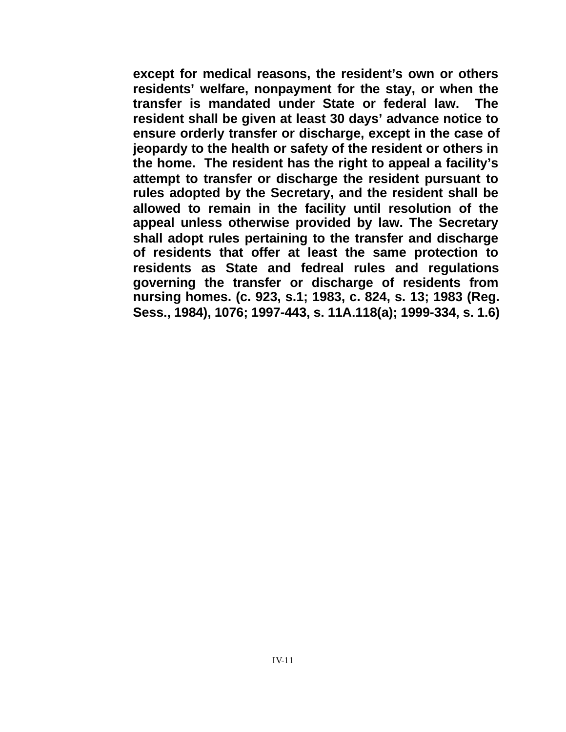**except for medical reasons, the resident's own or others residents' welfare, nonpayment for the stay, or when the transfer is mandated under State or federal law. The resident shall be given at least 30 days' advance notice to ensure orderly transfer or discharge, except in the case of jeopardy to the health or safety of the resident or others in the home. The resident has the right to appeal a facility's attempt to transfer or discharge the resident pursuant to rules adopted by the Secretary, and the resident shall be allowed to remain in the facility until resolution of the appeal unless otherwise provided by law. The Secretary shall adopt rules pertaining to the transfer and discharge of residents that offer at least the same protection to residents as State and fedreal rules and regulations governing the transfer or discharge of residents from nursing homes. (c. 923, s.1; 1983, c. 824, s. 13; 1983 (Reg. Sess., 1984), 1076; 1997-443, s. 11A.118(a); 1999-334, s. 1.6)**